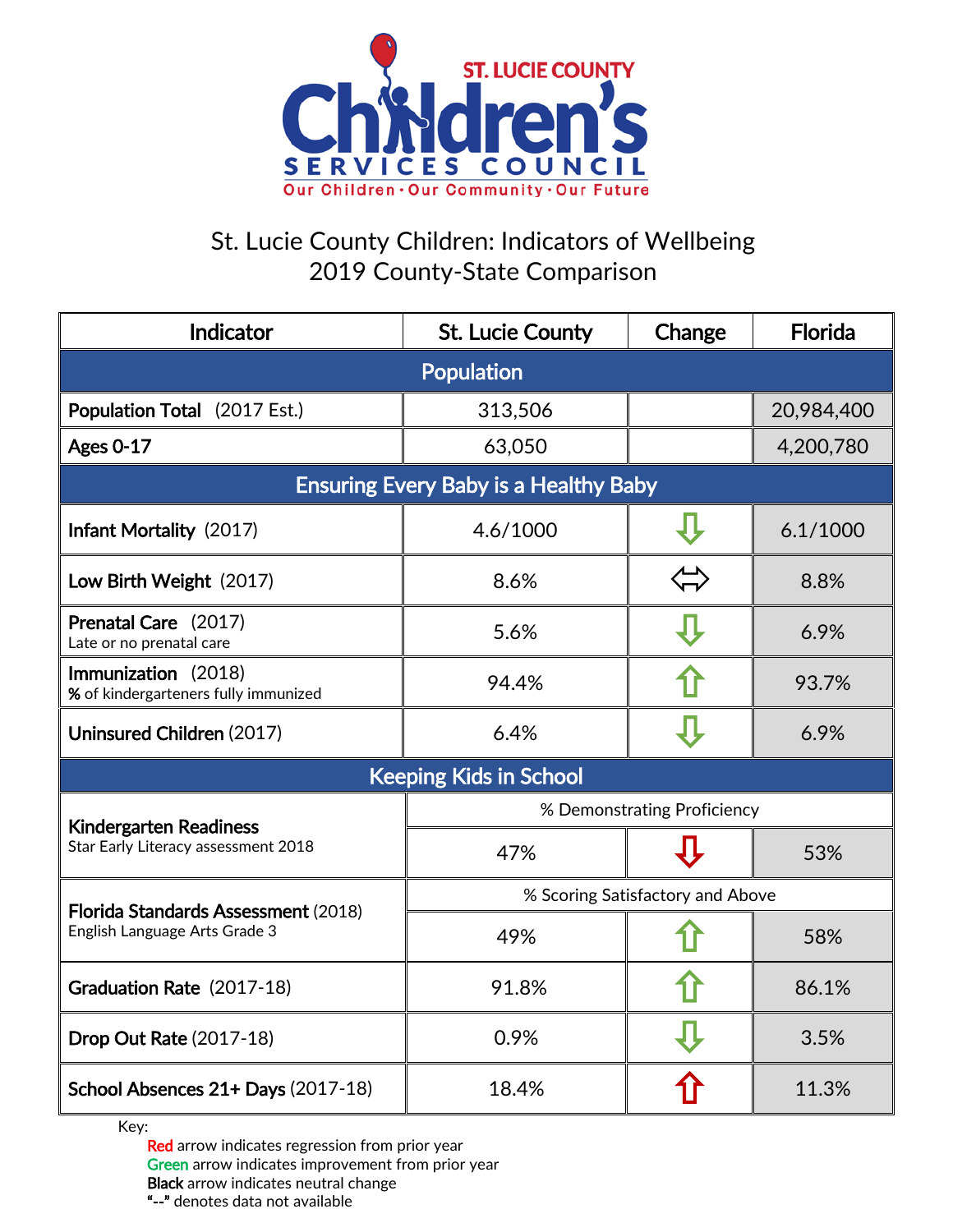ST. LUCIE COUNTY

**Children's SERVICES COUNCIL**

Our Children · Our Community · Our Future

# St. Lucie County Children: Indicators of Wellbeing
## 2019 County-State Comparison

| Indicator | St. Lucie County | Change | Florida |
|---|---|---|---|
| **Population** | | | |
| **Population Total** (2017 Est.) | 313,506 | | 20,984,400 |
| **Ages 0-17** | 63,050 | | 4,200,780 |
| **Ensuring Every Baby is a Healthy Baby** | | | |
| **Infant Mortality** (2017) | 4.6/1000 | ⇩ (green) | 6.1/1000 |
| **Low Birth Weight** (2017) | 8.6% | ⇔ (black) | 8.8% |
| **Prenatal Care** (2017) Late or no prenatal care | 5.6% | ⇩ (green) | 6.9% |
| **Immunization** (2018) % of kindergarteners fully immunized | 94.4% | ⇧ (green) | 93.7% |
| **Uninsured Children** (2017) | 6.4% | ⇩ (green) | 6.9% |
| **Keeping Kids in School** | | | |
| **Kindergarten Readiness** Star Early Literacy assessment 2018 | % Demonstrating Proficiency | | |
| | 47% | ⇩ (red) | 53% |
| **Florida Standards Assessment** (2018) English Language Arts Grade 3 | % Scoring Satisfactory and Above | | |
| | 49% | ⇧ (green) | 58% |
| **Graduation Rate** (2017-18) | 91.8% | ⇧ (green) | 86.1% |
| **Drop Out Rate** (2017-18) | 0.9% | ⇩ (green) | 3.5% |
| **School Absences 21+ Days** (2017-18) | 18.4% | ⇧ (red) | 11.3% |

Key:

- **Red** arrow indicates regression from prior year
- **Green** arrow indicates improvement from prior year
- **Black** arrow indicates neutral change
- **"--"** denotes data not available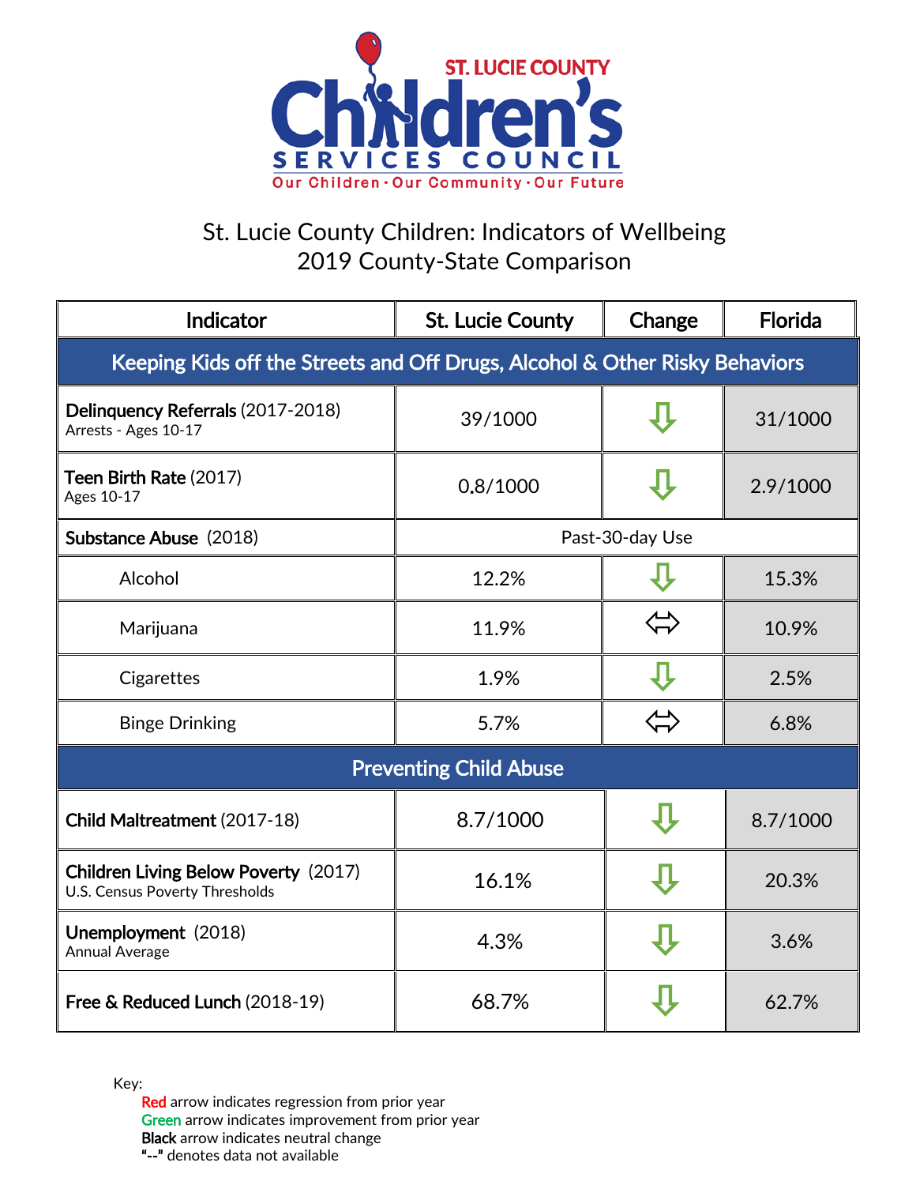ST. LUCIE COUNTY Children's SERVICES COUNCIL

Our Children · Our Community · Our Future

# St. Lucie County Children: Indicators of Wellbeing
## 2019 County-State Comparison

| Indicator | St. Lucie County | Change | Florida |
|---|---|---|---|
| **Keeping Kids off the Streets and Off Drugs, Alcohol & Other Risky Behaviors** | | | |
| **Delinquency Referrals** (2017-2018) Arrests - Ages 10-17 | 39/1000 | ⇩ | 31/1000 |
| **Teen Birth Rate** (2017) Ages 10-17 | 0.8/1000 | ⇩ | 2.9/1000 |
| **Substance Abuse** (2018) | Past-30-day Use | | |
| Alcohol | 12.2% | ⇩ | 15.3% |
| Marijuana | 11.9% | ⇔ | 10.9% |
| Cigarettes | 1.9% | ⇩ | 2.5% |
| Binge Drinking | 5.7% | ⇔ | 6.8% |
| **Preventing Child Abuse** | | | |
| **Child Maltreatment** (2017-18) | 8.7/1000 | ⇩ | 8.7/1000 |
| **Children Living Below Poverty** (2017) U.S. Census Poverty Thresholds | 16.1% | ⇩ | 20.3% |
| **Unemployment** (2018) Annual Average | 4.3% | ⇩ | 3.6% |
| **Free & Reduced Lunch** (2018-19) | 68.7% | ⇩ | 62.7% |

Key:

- Red arrow indicates regression from prior year
- Green arrow indicates improvement from prior year
- **Black** arrow indicates neutral change
- **"--"** denotes data not available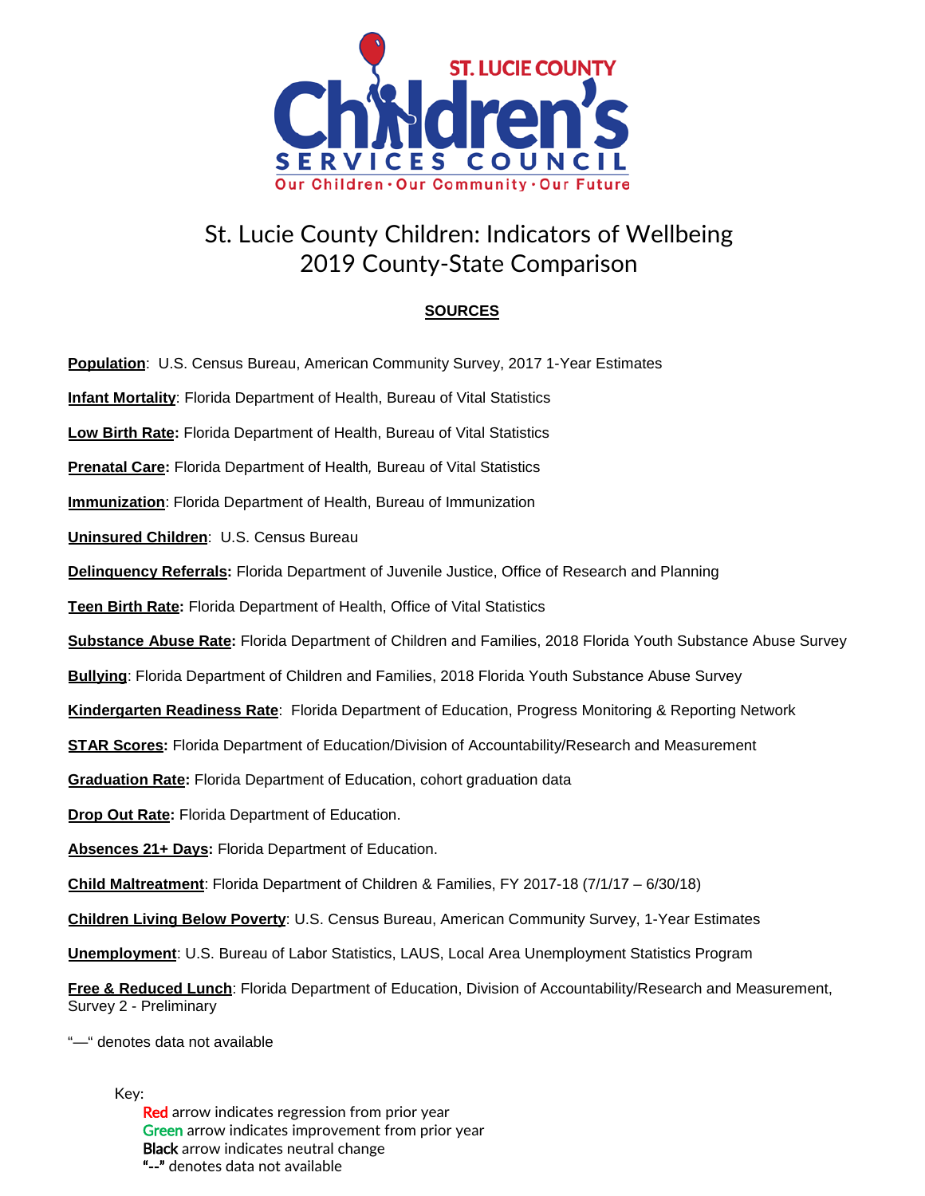ST. LUCIE COUNTY

Children's

SERVICES COUNCIL

Our Children · Our Community · Our Future

# St. Lucie County Children: Indicators of Wellbeing
# 2019 County-State Comparison

## SOURCES

**Population**: U.S. Census Bureau, American Community Survey, 2017 1-Year Estimates

**Infant Mortality**: Florida Department of Health, Bureau of Vital Statistics

**Low Birth Rate:** Florida Department of Health, Bureau of Vital Statistics

**Prenatal Care:** Florida Department of Health, Bureau of Vital Statistics

**Immunization**: Florida Department of Health, Bureau of Immunization

**Uninsured Children**: U.S. Census Bureau

**Delinquency Referrals:** Florida Department of Juvenile Justice, Office of Research and Planning

**Teen Birth Rate:** Florida Department of Health, Office of Vital Statistics

**Substance Abuse Rate:** Florida Department of Children and Families, 2018 Florida Youth Substance Abuse Survey

**Bullying**: Florida Department of Children and Families, 2018 Florida Youth Substance Abuse Survey

**Kindergarten Readiness Rate**: Florida Department of Education, Progress Monitoring & Reporting Network

**STAR Scores:** Florida Department of Education/Division of Accountability/Research and Measurement

**Graduation Rate:** Florida Department of Education, cohort graduation data

**Drop Out Rate:** Florida Department of Education.

**Absences 21+ Days:** Florida Department of Education.

**Child Maltreatment**: Florida Department of Children & Families, FY 2017-18 (7/1/17 – 6/30/18)

**Children Living Below Poverty**: U.S. Census Bureau, American Community Survey, 1-Year Estimates

**Unemployment**: U.S. Bureau of Labor Statistics, LAUS, Local Area Unemployment Statistics Program

**Free & Reduced Lunch**: Florida Department of Education, Division of Accountability/Research and Measurement, Survey 2 - Preliminary

"—" denotes data not available

Key:

Red arrow indicates regression from prior year
Green arrow indicates improvement from prior year
Black arrow indicates neutral change
"--" denotes data not available